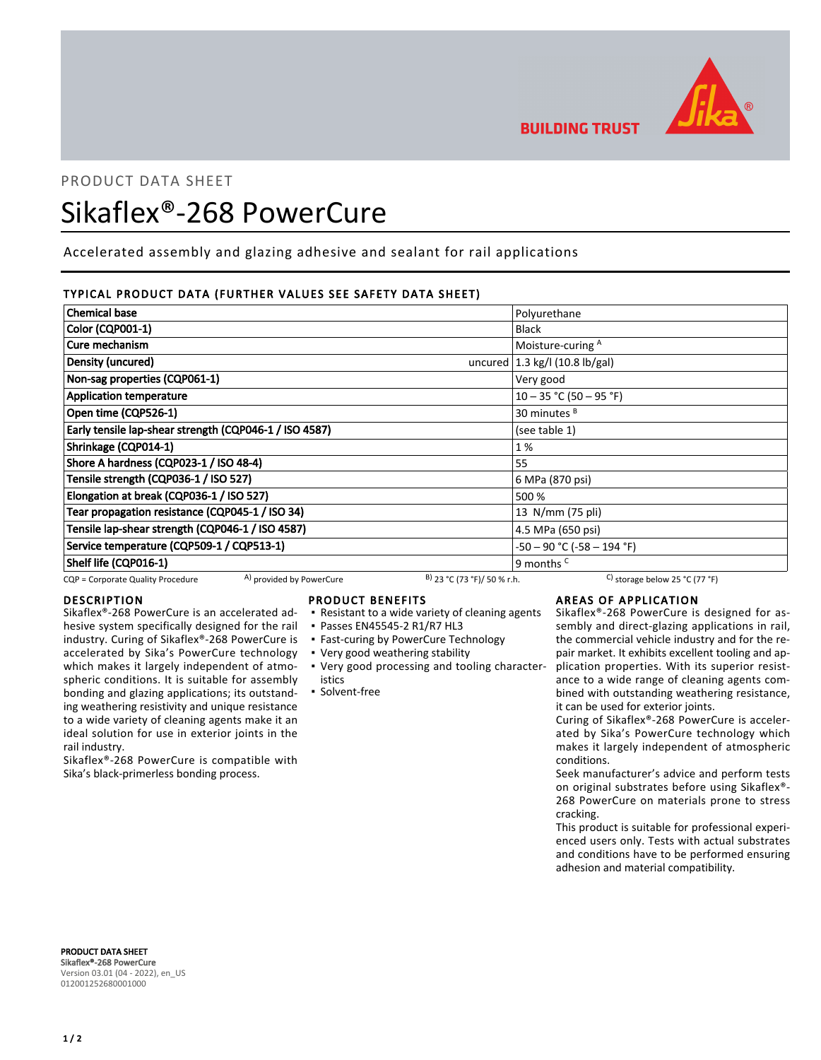PRODUCT DATA SHEET

# Sikaflex®-268 PowerCure

Accelerated assembly and glazing adhesive and sealant for rail applications

## TYPICAL PRODUCT DATA (FURTHER VALUES SEE SAFETY DATA SHEET)

| Property | Value |
|---|---|
| **Chemical base** | Polyurethane |
| **Color (CQP001-1)** | Black |
| **Cure mechanism** | Moisture-curing [A] |
| **Density (uncured)** uncured | 1.3 kg/l (10.8 lb/gal) |
| **Non-sag properties (CQP061-1)** | Very good |
| **Application temperature** | 10 – 35 °C (50 – 95 °F) |
| **Open time (CQP526-1)** | 30 minutes [B] |
| **Early tensile lap-shear strength (CQP046-1 / ISO 4587)** | (see table 1) |
| **Shrinkage (CQP014-1)** | 1 % |
| **Shore A hardness (CQP023-1 / ISO 48-4)** | 55 |
| **Tensile strength (CQP036-1 / ISO 527)** | 6 MPa (870 psi) |
| **Elongation at break (CQP036-1 / ISO 527)** | 500 % |
| **Tear propagation resistance (CQP045-1 / ISO 34)** | 13 N/mm (75 pli) |
| **Tensile lap-shear strength (CQP046-1 / ISO 4587)** | 4.5 MPa (650 psi) |
| **Service temperature (CQP509-1 / CQP513-1)** | -50 – 90 °C (-58 – 194 °F) |
| **Shelf life (CQP016-1)** | 9 months [C] |

CQP = Corporate Quality Procedure   A) provided by PowerCure   B) 23 °C (73 °F)/ 50 % r.h.   C) storage below 25 °C (77 °F)

## DESCRIPTION

Sikaflex®-268 PowerCure is an accelerated adhesive system specifically designed for the rail industry. Curing of Sikaflex®-268 PowerCure is accelerated by Sika's PowerCure technology which makes it largely independent of atmospheric conditions. It is suitable for assembly bonding and glazing applications; its outstanding weathering resistivity and unique resistance to a wide variety of cleaning agents make it an ideal solution for use in exterior joints in the rail industry.

Sikaflex®-268 PowerCure is compatible with Sika's black-primerless bonding process.

## PRODUCT BENEFITS

- Resistant to a wide variety of cleaning agents
- Passes EN45545-2 R1/R7 HL3
- Fast-curing by PowerCure Technology
- Very good weathering stability
- Very good processing and tooling characteristics
- Solvent-free

## AREAS OF APPLICATION

Sikaflex®-268 PowerCure is designed for assembly and direct-glazing applications in rail, the commercial vehicle industry and for the repair market. It exhibits excellent tooling and application properties. With its superior resistance to a wide range of cleaning agents combined with outstanding weathering resistance, it can be used for exterior joints.

Curing of Sikaflex®-268 PowerCure is accelerated by Sika's PowerCure technology which makes it largely independent of atmospheric conditions.

Seek manufacturer's advice and perform tests on original substrates before using Sikaflex®-268 PowerCure on materials prone to stress cracking.

This product is suitable for professional experienced users only. Tests with actual substrates and conditions have to be performed ensuring adhesion and material compatibility.

**PRODUCT DATA SHEET**
**Sikaflex®-268 PowerCure**
Version 03.01 (04 - 2022), en_US
012001252680001000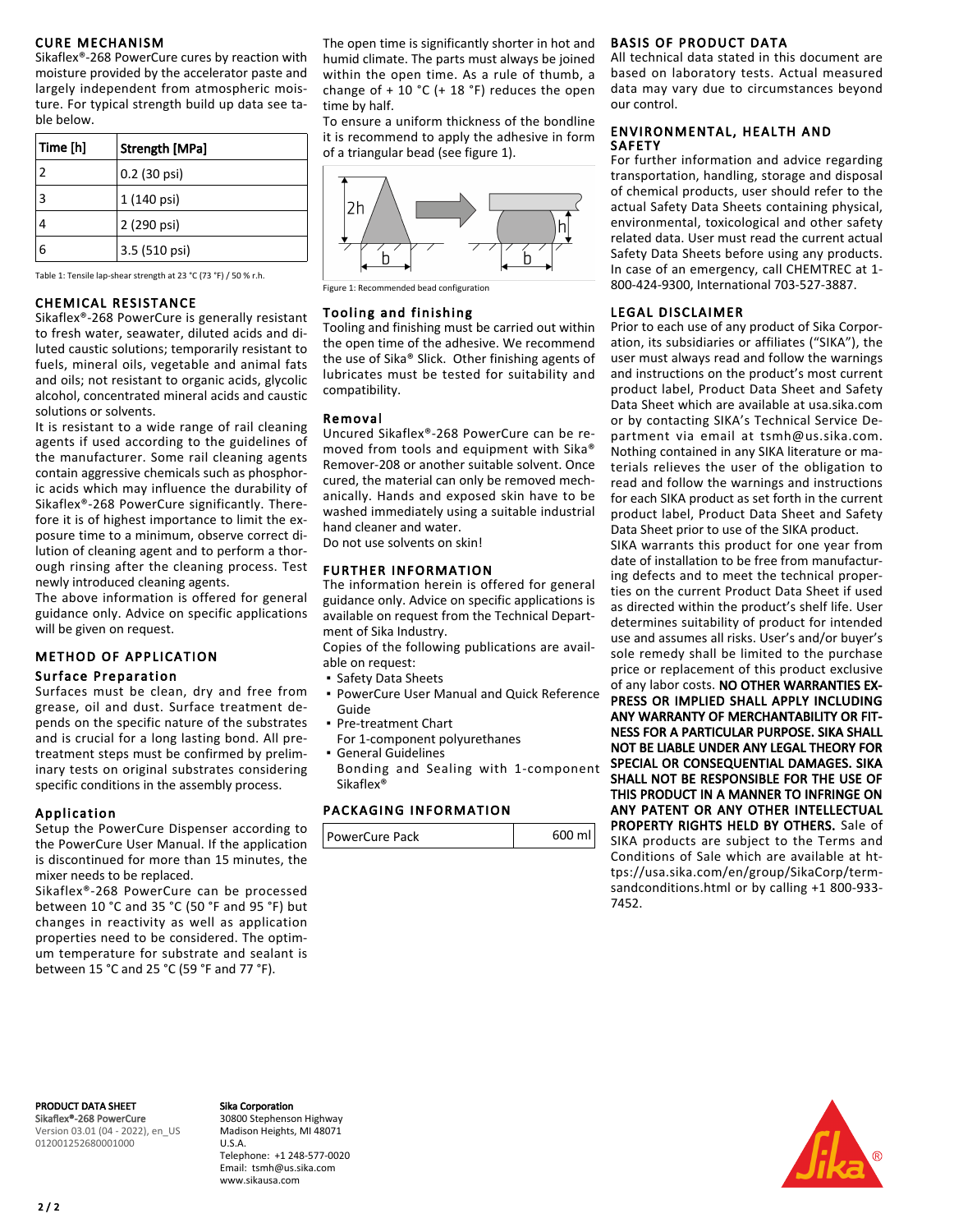## CURE MECHANISM

Sikaflex®-268 PowerCure cures by reaction with moisture provided by the accelerator paste and largely independent from atmospheric moisture. For typical strength build up data see table below.

| Time [h] | Strength [MPa] |
|---|---|
| 2 | 0.2 (30 psi) |
| 3 | 1 (140 psi) |
| 4 | 2 (290 psi) |
| 6 | 3.5 (510 psi) |

Table 1: Tensile lap-shear strength at 23 °C (73 °F) / 50 % r.h.

## CHEMICAL RESISTANCE

Sikaflex®-268 PowerCure is generally resistant to fresh water, seawater, diluted acids and diluted caustic solutions; temporarily resistant to fuels, mineral oils, vegetable and animal fats and oils; not resistant to organic acids, glycolic alcohol, concentrated mineral acids and caustic solutions or solvents.

It is resistant to a wide range of rail cleaning agents if used according to the guidelines of the manufacturer. Some rail cleaning agents contain aggressive chemicals such as phosphoric acids which may influence the durability of Sikaflex®-268 PowerCure significantly. Therefore it is of highest importance to limit the exposure time to a minimum, observe correct dilution of cleaning agent and to perform a thorough rinsing after the cleaning process. Test newly introduced cleaning agents.

The above information is offered for general guidance only. Advice on specific applications will be given on request.

## METHOD OF APPLICATION

### Surface Preparation

Surfaces must be clean, dry and free from grease, oil and dust. Surface treatment depends on the specific nature of the substrates and is crucial for a long lasting bond. All pretreatment steps must be confirmed by preliminary tests on original substrates considering specific conditions in the assembly process.

### Application

Setup the PowerCure Dispenser according to the PowerCure User Manual. If the application is discontinued for more than 15 minutes, the mixer needs to be replaced.

Sikaflex®-268 PowerCure can be processed between 10 °C and 35 °C (50 °F and 95 °F) but changes in reactivity as well as application properties need to be considered. The optimum temperature for substrate and sealant is between 15 °C and 25 °C (59 °F and 77 °F).

The open time is significantly shorter in hot and humid climate. The parts must always be joined within the open time. As a rule of thumb, a change of + 10 °C (+ 18 °F) reduces the open time by half.

To ensure a uniform thickness of the bondline it is recommend to apply the adhesive in form of a triangular bead (see figure 1).

2h
h
b
b

Figure 1: Recommended bead configuration

### Tooling and finishing

Tooling and finishing must be carried out within the open time of the adhesive. We recommend the use of Sika® Slick. Other finishing agents of lubricates must be tested for suitability and compatibility.

### Removal

Uncured Sikaflex®-268 PowerCure can be removed from tools and equipment with Sika® Remover-208 or another suitable solvent. Once cured, the material can only be removed mechanically. Hands and exposed skin have to be washed immediately using a suitable industrial hand cleaner and water.

Do not use solvents on skin!

## FURTHER INFORMATION

The information herein is offered for general guidance only. Advice on specific applications is available on request from the Technical Department of Sika Industry.

Copies of the following publications are available on request:

- Safety Data Sheets
- PowerCure User Manual and Quick Reference Guide
- Pre-treatment Chart
  For 1-component polyurethanes
- General Guidelines
  Bonding and Sealing with 1-component Sikaflex®

## PACKAGING INFORMATION

| | |
|---|---|
| PowerCure Pack | 600 ml |

## BASIS OF PRODUCT DATA

All technical data stated in this document are based on laboratory tests. Actual measured data may vary due to circumstances beyond our control.

## ENVIRONMENTAL, HEALTH AND SAFETY

For further information and advice regarding transportation, handling, storage and disposal of chemical products, user should refer to the actual Safety Data Sheets containing physical, environmental, toxicological and other safety related data. User must read the current actual Safety Data Sheets before using any products. In case of an emergency, call CHEMTREC at 1-800-424-9300, International 703-527-3887.

## LEGAL DISCLAIMER

Prior to each use of any product of Sika Corporation, its subsidiaries or affiliates ("SIKA"), the user must always read and follow the warnings and instructions on the product's most current product label, Product Data Sheet and Safety Data Sheet which are available at usa.sika.com or by contacting SIKA's Technical Service Department via email at tsmh@us.sika.com. Nothing contained in any SIKA literature or materials relieves the user of the obligation to read and follow the warnings and instructions for each SIKA product as set forth in the current product label, Product Data Sheet and Safety Data Sheet prior to use of the SIKA product.

SIKA warrants this product for one year from date of installation to be free from manufacturing defects and to meet the technical properties on the current Product Data Sheet if used as directed within the product's shelf life. User determines suitability of product for intended use and assumes all risks. User's and/or buyer's sole remedy shall be limited to the purchase price or replacement of this product exclusive of any labor costs. **NO OTHER WARRANTIES EXPRESS OR IMPLIED SHALL APPLY INCLUDING ANY WARRANTY OF MERCHANTABILITY OR FITNESS FOR A PARTICULAR PURPOSE. SIKA SHALL NOT BE LIABLE UNDER ANY LEGAL THEORY FOR SPECIAL OR CONSEQUENTIAL DAMAGES. SIKA SHALL NOT BE RESPONSIBLE FOR THE USE OF THIS PRODUCT IN A MANNER TO INFRINGE ON ANY PATENT OR ANY OTHER INTELLECTUAL PROPERTY RIGHTS HELD BY OTHERS.** Sale of SIKA products are subject to the Terms and Conditions of Sale which are available at https://usa.sika.com/en/group/SikaCorp/termsandconditions.html or by calling +1 800-933-7452.

**PRODUCT DATA SHEET**
**Sikaflex®-268 PowerCure**
Version 03.01 (04 - 2022), en_US
012001252680001000

**Sika Corporation**
30800 Stephenson Highway
Madison Heights, MI 48071
U.S.A.
Telephone: +1 248-577-0020
Email: tsmh@us.sika.com
www.sikausa.com